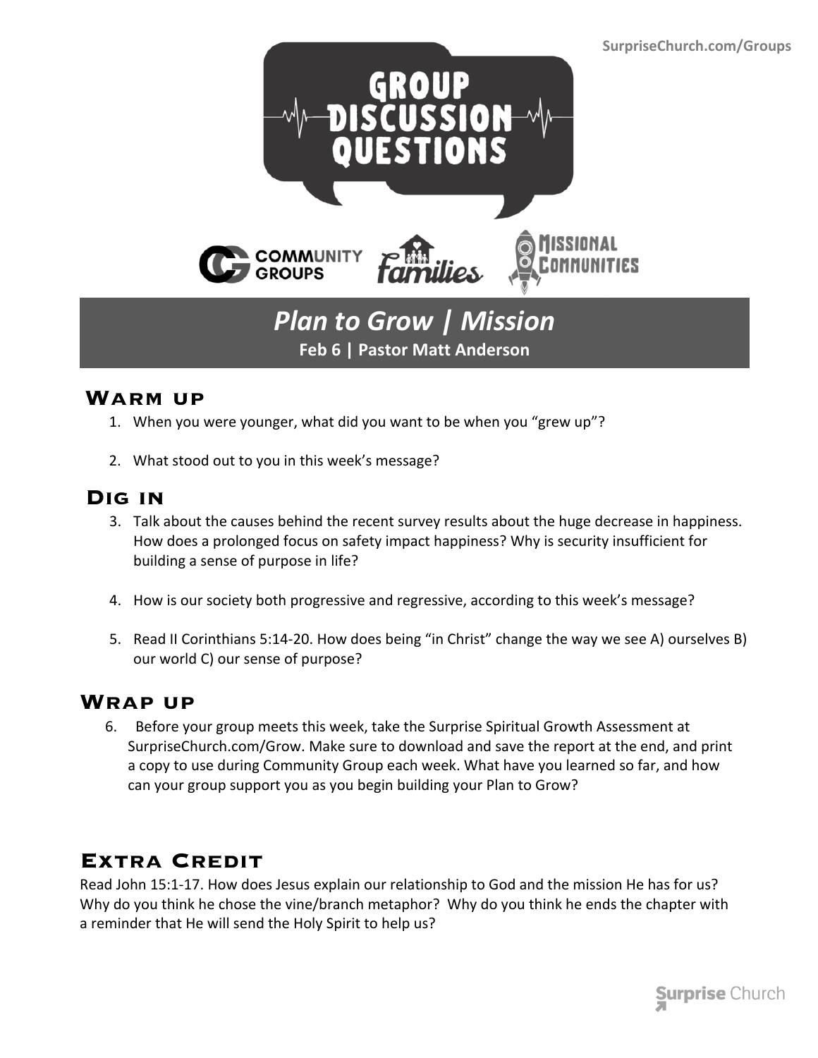SurpriseChurch.com/Groups

# GROUP DISCUSSION QUESTIONS

COMMUNITY GROUPS | families | MISSIONAL COMMUNITIES

## *Plan to Grow | Mission*

**Feb 6 | Pastor Matt Anderson**

### Warm up

1. When you were younger, what did you want to be when you "grew up"?
2. What stood out to you in this week's message?

### Dig in

3. Talk about the causes behind the recent survey results about the huge decrease in happiness. How does a prolonged focus on safety impact happiness? Why is security insufficient for building a sense of purpose in life?
4. How is our society both progressive and regressive, according to this week's message?
5. Read II Corinthians 5:14-20. How does being "in Christ" change the way we see A) ourselves B) our world C) our sense of purpose?

### Wrap up

6. Before your group meets this week, take the Surprise Spiritual Growth Assessment at SurpriseChurch.com/Grow. Make sure to download and save the report at the end, and print a copy to use during Community Group each week. What have you learned so far, and how can your group support you as you begin building your Plan to Grow?

### Extra Credit

Read John 15:1-17. How does Jesus explain our relationship to God and the mission He has for us? Why do you think he chose the vine/branch metaphor? Why do you think he ends the chapter with a reminder that He will send the Holy Spirit to help us?

Surprise Church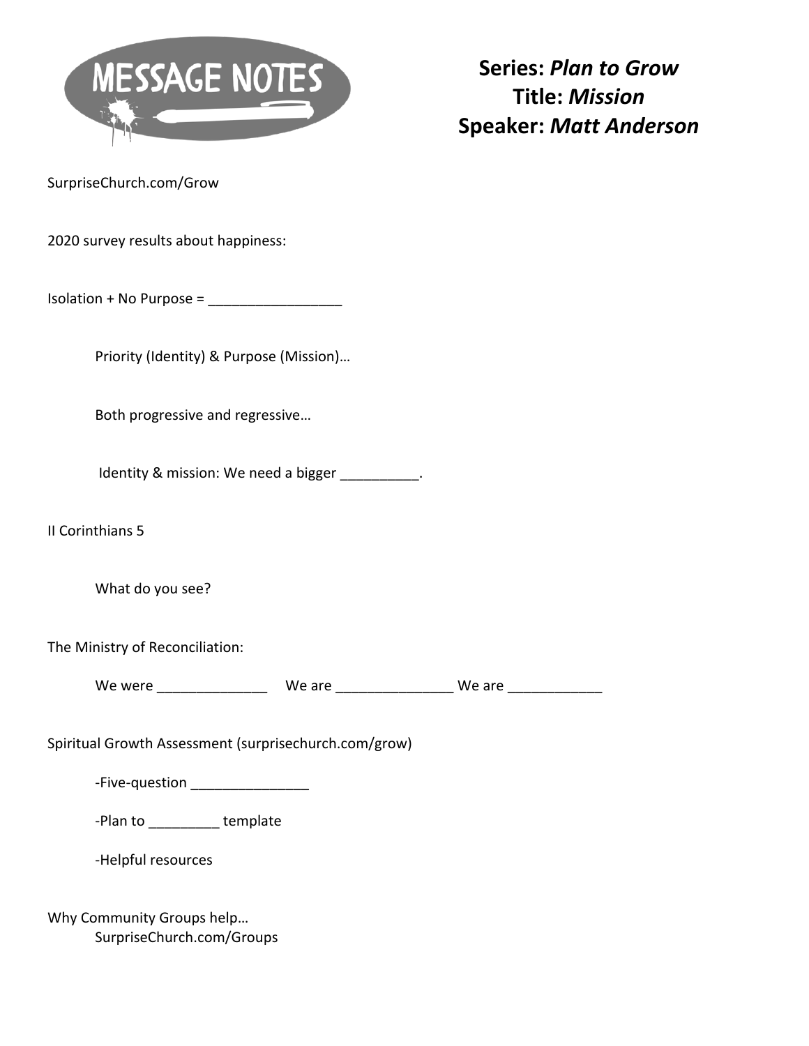MESSAGE NOTES

**Series:** ***Plan to Grow***
**Title:** ***Mission***
**Speaker:** ***Matt Anderson***

SurpriseChurch.com/Grow

2020 survey results about happiness:

Isolation + No Purpose = _________________

Priority (Identity) & Purpose (Mission)…

Both progressive and regressive…

Identity & mission: We need a bigger __________.

II Corinthians 5

What do you see?

The Ministry of Reconciliation:

We were ______________ We are _______________ We are ____________

Spiritual Growth Assessment (surprisechurch.com/grow)

-Five-question _______________

-Plan to _________ template

-Helpful resources

Why Community Groups help…
SurpriseChurch.com/Groups